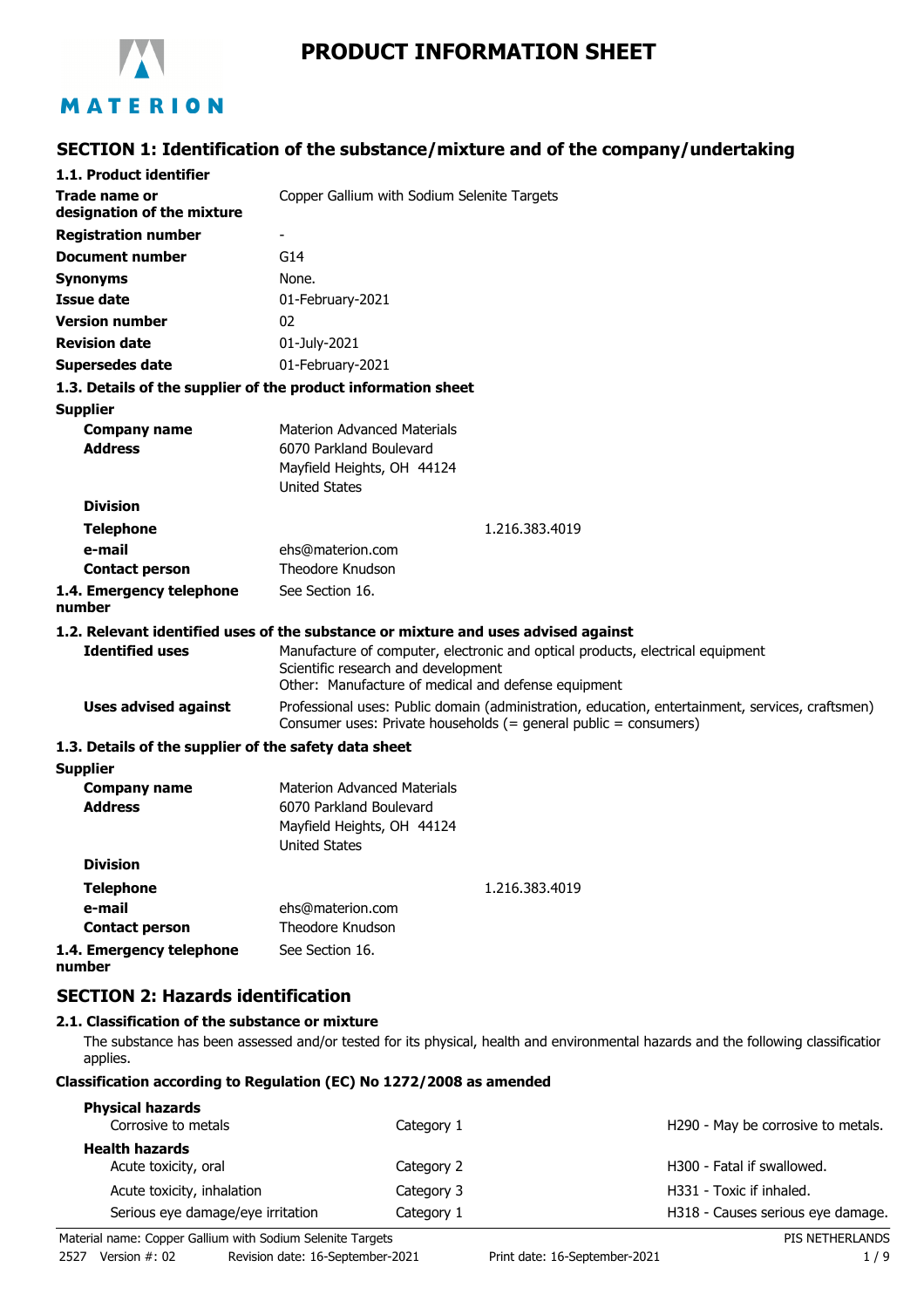# PRODUCT INFORMATION SHEET

## SECTION 1: Identification of the substance/mixture and of the company/undertaking

### 1.1. Product identifier

| | |
|---|---|
| **Trade name or designation of the mixture** | Copper Gallium with Sodium Selenite Targets |
| **Registration number** | - |
| **Document number** | G14 |
| **Synonyms** | None. |
| **Issue date** | 01-February-2021 |
| **Version number** | 02 |
| **Revision date** | 01-July-2021 |
| **Supersedes date** | 01-February-2021 |

### 1.3. Details of the supplier of the product information sheet

**Supplier**

| | |
|---|---|
| **Company name** | Materion Advanced Materials |
| **Address** | 6070 Parkland Boulevard<br>Mayfield Heights, OH 44124<br>United States |
| **Division** | |
| **Telephone** | 1.216.383.4019 |
| **e-mail** | ehs@materion.com |
| **Contact person** | Theodore Knudson |

**1.4. Emergency telephone number** See Section 16.

### 1.2. Relevant identified uses of the substance or mixture and uses advised against

| | |
|---|---|
| **Identified uses** | Manufacture of computer, electronic and optical products, electrical equipment<br>Scientific research and development<br>Other: Manufacture of medical and defense equipment |
| **Uses advised against** | Professional uses: Public domain (administration, education, entertainment, services, craftsmen)<br>Consumer uses: Private households (= general public = consumers) |

### 1.3. Details of the supplier of the safety data sheet

**Supplier**

| | |
|---|---|
| **Company name** | Materion Advanced Materials |
| **Address** | 6070 Parkland Boulevard<br>Mayfield Heights, OH 44124<br>United States |
| **Division** | |
| **Telephone** | 1.216.383.4019 |
| **e-mail** | ehs@materion.com |
| **Contact person** | Theodore Knudson |

**1.4. Emergency telephone number** See Section 16.

## SECTION 2: Hazards identification

### 2.1. Classification of the substance or mixture

The substance has been assessed and/or tested for its physical, health and environmental hazards and the following classification applies.

**Classification according to Regulation (EC) No 1272/2008 as amended**

| | | |
|---|---|---|
| **Physical hazards** | | |
| Corrosive to metals | Category 1 | H290 - May be corrosive to metals. |
| **Health hazards** | | |
| Acute toxicity, oral | Category 2 | H300 - Fatal if swallowed. |
| Acute toxicity, inhalation | Category 3 | H331 - Toxic if inhaled. |
| Serious eye damage/eye irritation | Category 1 | H318 - Causes serious eye damage. |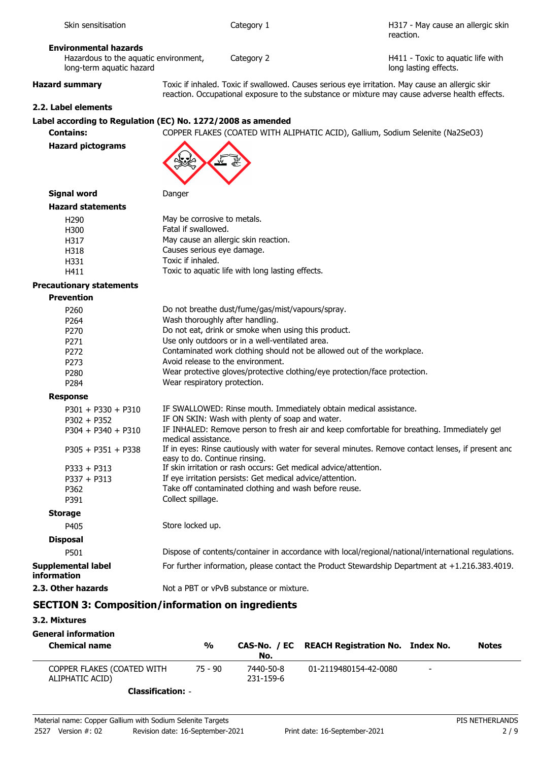| Skin sensitisation | Category 1 | H317 - May cause an allergic skin reaction. |
|---|---|---|

**Environmental hazards**

| Hazardous to the aquatic environment, long-term aquatic hazard | Category 2 | H411 - Toxic to aquatic life with long lasting effects. |
|---|---|---|

**Hazard summary** Toxic if inhaled. Toxic if swallowed. Causes serious eye irritation. May cause an allergic skir reaction. Occupational exposure to the substance or mixture may cause adverse health effects.

### 2.2. Label elements

**Label according to Regulation (EC) No. 1272/2008 as amended**

**Contains:** COPPER FLAKES (COATED WITH ALIPHATIC ACID), Gallium, Sodium Selenite (Na2SeO3)

**Hazard pictograms**

**Signal word** Danger

**Hazard statements**

| | |
|---|---|
| H290 | May be corrosive to metals. |
| H300 | Fatal if swallowed. |
| H317 | May cause an allergic skin reaction. |
| H318 | Causes serious eye damage. |
| H331 | Toxic if inhaled. |
| H411 | Toxic to aquatic life with long lasting effects. |

**Precautionary statements**

**Prevention**

| | |
|---|---|
| P260 | Do not breathe dust/fume/gas/mist/vapours/spray. |
| P264 | Wash thoroughly after handling. |
| P270 | Do not eat, drink or smoke when using this product. |
| P271 | Use only outdoors or in a well-ventilated area. |
| P272 | Contaminated work clothing should not be allowed out of the workplace. |
| P273 | Avoid release to the environment. |
| P280 | Wear protective gloves/protective clothing/eye protection/face protection. |
| P284 | Wear respiratory protection. |

**Response**

| | |
|---|---|
| P301 + P330 + P310 | IF SWALLOWED: Rinse mouth. Immediately obtain medical assistance. |
| P302 + P352 | IF ON SKIN: Wash with plenty of soap and water. |
| P304 + P340 + P310 | IF INHALED: Remove person to fresh air and keep comfortable for breathing. Immediately gel medical assistance. |
| P305 + P351 + P338 | If in eyes: Rinse cautiously with water for several minutes. Remove contact lenses, if present anc easy to do. Continue rinsing. |
| P333 + P313 | If skin irritation or rash occurs: Get medical advice/attention. |
| P337 + P313 | If eye irritation persists: Get medical advice/attention. |
| P362 | Take off contaminated clothing and wash before reuse. |
| P391 | Collect spillage. |

**Storage**

| | |
|---|---|
| P405 | Store locked up. |

**Disposal**

| | |
|---|---|
| P501 | Dispose of contents/container in accordance with local/regional/national/international regulations. |

**Supplemental label information** For further information, please contact the Product Stewardship Department at +1.216.383.4019.

**2.3. Other hazards** Not a PBT or vPvB substance or mixture.

## SECTION 3: Composition/information on ingredients

### 3.2. Mixtures

**General information**

| Chemical name | % | CAS-No. / EC No. | REACH Registration No. | Index No. | Notes |
|---|---|---|---|---|---|
| COPPER FLAKES (COATED WITH ALIPHATIC ACID) | 75 - 90 | 7440-50-8 231-159-6 | 01-2119480154-42-0080 | - | |

**Classification:** -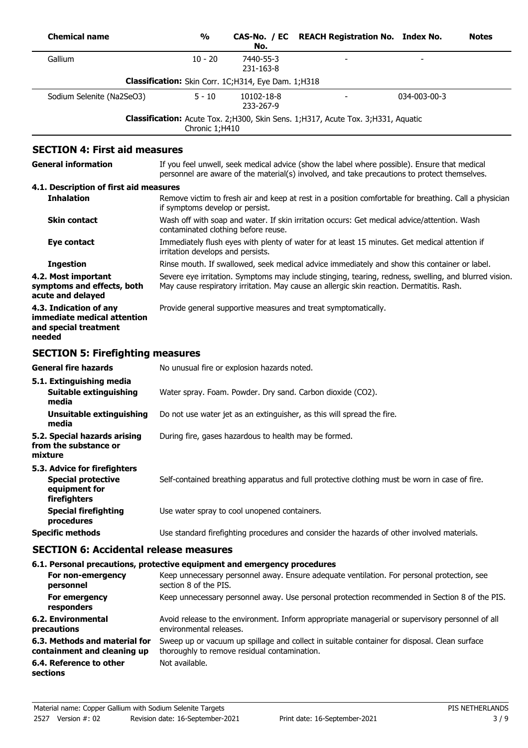| Chemical name | % | CAS-No. / EC No. | REACH Registration No. | Index No. | Notes |
|---|---|---|---|---|---|
| Gallium | 10 - 20 | 7440-55-3 231-163-8 | - | - | |
| **Classification:** Skin Corr. 1C;H314, Eye Dam. 1;H318 | | | | | |
| Sodium Selenite ($Na_2SeO_3$) | 5 - 10 | 10102-18-8 233-267-9 | - | 034-003-00-3 | |
| **Classification:** Acute Tox. 2;H300, Skin Sens. 1;H317, Acute Tox. 3;H331, Aquatic Chronic 1;H410 | | | | | |

## SECTION 4: First aid measures

**General information** If you feel unwell, seek medical advice (show the label where possible). Ensure that medical personnel are aware of the material(s) involved, and take precautions to protect themselves.

### 4.1. Description of first aid measures

**Inhalation** Remove victim to fresh air and keep at rest in a position comfortable for breathing. Call a physician if symptoms develop or persist.

**Skin contact** Wash off with soap and water. If skin irritation occurs: Get medical advice/attention. Wash contaminated clothing before reuse.

**Eye contact** Immediately flush eyes with plenty of water for at least 15 minutes. Get medical attention if irritation develops and persists.

**Ingestion** Rinse mouth. If swallowed, seek medical advice immediately and show this container or label.

**4.2. Most important symptoms and effects, both acute and delayed** Severe eye irritation. Symptoms may include stinging, tearing, redness, swelling, and blurred vision. May cause respiratory irritation. May cause an allergic skin reaction. Dermatitis. Rash.

**4.3. Indication of any immediate medical attention and special treatment needed** Provide general supportive measures and treat symptomatically.

## SECTION 5: Firefighting measures

**General fire hazards** No unusual fire or explosion hazards noted.

### 5.1. Extinguishing media

**Suitable extinguishing media** Water spray. Foam. Powder. Dry sand. Carbon dioxide ($CO_2$).

**Unsuitable extinguishing media** Do not use water jet as an extinguisher, as this will spread the fire.

**5.2. Special hazards arising from the substance or mixture** During fire, gases hazardous to health may be formed.

### 5.3. Advice for firefighters

**Special protective equipment for firefighters** Self-contained breathing apparatus and full protective clothing must be worn in case of fire.

**Special firefighting procedures** Use water spray to cool unopened containers.

**Specific methods** Use standard firefighting procedures and consider the hazards of other involved materials.

## SECTION 6: Accidental release measures

### 6.1. Personal precautions, protective equipment and emergency procedures

**For non-emergency personnel** Keep unnecessary personnel away. Ensure adequate ventilation. For personal protection, see section 8 of the PIS.

**For emergency responders** Keep unnecessary personnel away. Use personal protection recommended in Section 8 of the PIS.

**6.2. Environmental precautions** Avoid release to the environment. Inform appropriate managerial or supervisory personnel of all environmental releases.

**6.3. Methods and material for containment and cleaning up** Sweep up or vacuum up spillage and collect in suitable container for disposal. Clean surface thoroughly to remove residual contamination.

**6.4. Reference to other sections** Not available.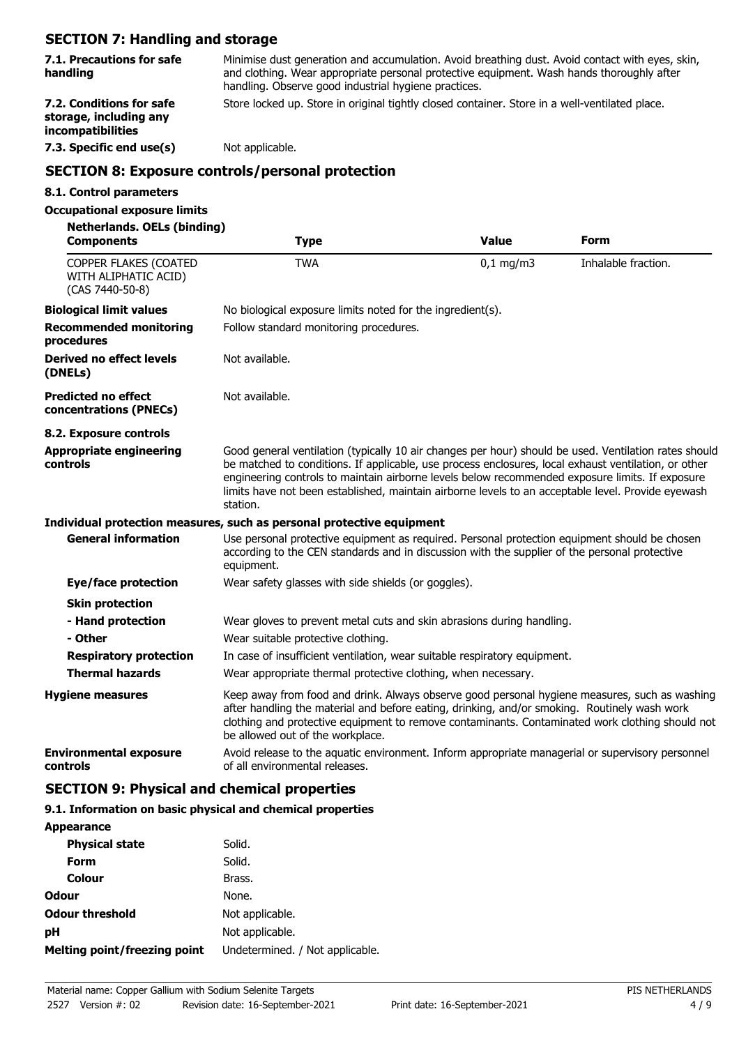## SECTION 7: Handling and storage

| | |
|---|---|
| **7.1. Precautions for safe handling** | Minimise dust generation and accumulation. Avoid breathing dust. Avoid contact with eyes, skin, and clothing. Wear appropriate personal protective equipment. Wash hands thoroughly after handling. Observe good industrial hygiene practices. |
| **7.2. Conditions for safe storage, including any incompatibilities** | Store locked up. Store in original tightly closed container. Store in a well-ventilated place. |
| **7.3. Specific end use(s)** | Not applicable. |

## SECTION 8: Exposure controls/personal protection

### 8.1. Control parameters

**Occupational exposure limits**

**Netherlands. OELs (binding)**

| Components | Type | Value | Form |
|---|---|---|---|
| COPPER FLAKES (COATED WITH ALIPHATIC ACID) (CAS 7440-50-8) | TWA | 0,1 mg/m3 | Inhalable fraction. |

| | |
|---|---|
| **Biological limit values** | No biological exposure limits noted for the ingredient(s). |
| **Recommended monitoring procedures** | Follow standard monitoring procedures. |
| **Derived no effect levels (DNELs)** | Not available. |
| **Predicted no effect concentrations (PNECs)** | Not available. |

### 8.2. Exposure controls

| | |
|---|---|
| **Appropriate engineering controls** | Good general ventilation (typically 10 air changes per hour) should be used. Ventilation rates should be matched to conditions. If applicable, use process enclosures, local exhaust ventilation, or other engineering controls to maintain airborne levels below recommended exposure limits. If exposure limits have not been established, maintain airborne levels to an acceptable level. Provide eyewash station. |

**Individual protection measures, such as personal protective equipment**

| | |
|---|---|
| **General information** | Use personal protective equipment as required. Personal protection equipment should be chosen according to the CEN standards and in discussion with the supplier of the personal protective equipment. |
| **Eye/face protection** | Wear safety glasses with side shields (or goggles). |
| **Skin protection** | |
| **- Hand protection** | Wear gloves to prevent metal cuts and skin abrasions during handling. |
| **- Other** | Wear suitable protective clothing. |
| **Respiratory protection** | In case of insufficient ventilation, wear suitable respiratory equipment. |
| **Thermal hazards** | Wear appropriate thermal protective clothing, when necessary. |
| **Hygiene measures** | Keep away from food and drink. Always observe good personal hygiene measures, such as washing after handling the material and before eating, drinking, and/or smoking. Routinely wash work clothing and protective equipment to remove contaminants. Contaminated work clothing should not be allowed out of the workplace. |
| **Environmental exposure controls** | Avoid release to the aquatic environment. Inform appropriate managerial or supervisory personnel of all environmental releases. |

## SECTION 9: Physical and chemical properties

### 9.1. Information on basic physical and chemical properties

| | |
|---|---|
| **Appearance** | |
| **Physical state** | Solid. |
| **Form** | Solid. |
| **Colour** | Brass. |
| **Odour** | None. |
| **Odour threshold** | Not applicable. |
| **pH** | Not applicable. |
| **Melting point/freezing point** | Undetermined. / Not applicable. |

Material name: Copper Gallium with Sodium Selenite Targets
2527 Version #: 02 Revision date: 16-September-2021 Print date: 16-September-2021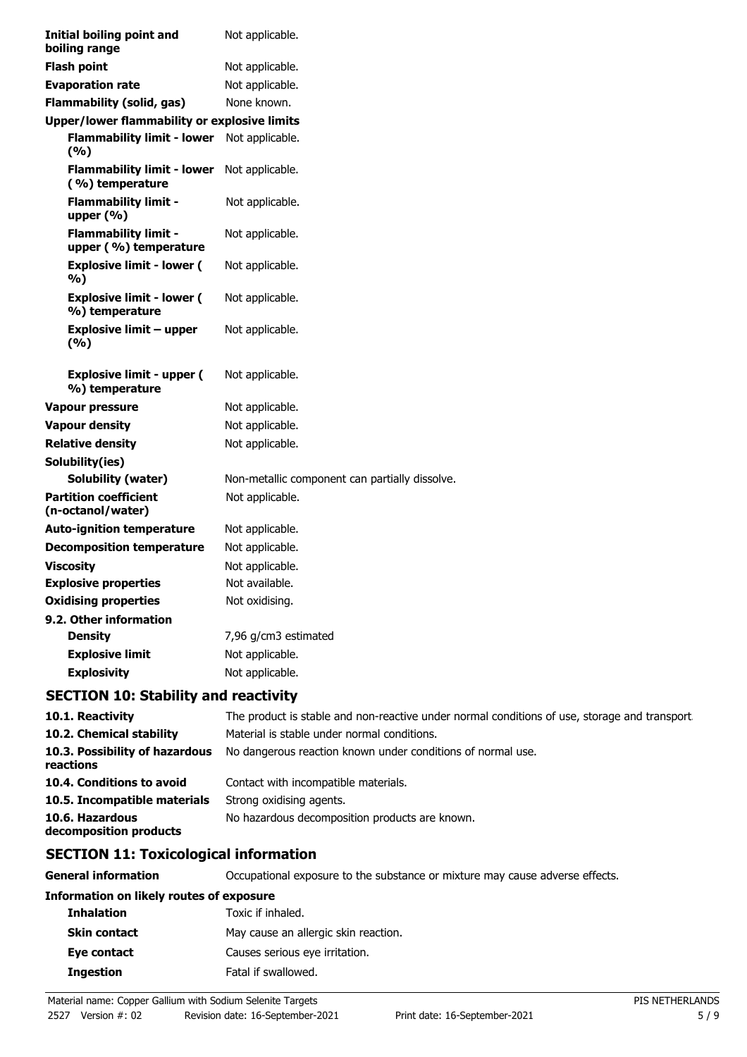| | |
|---|---|
| **Initial boiling point and boiling range** | Not applicable. |
| **Flash point** | Not applicable. |
| **Evaporation rate** | Not applicable. |
| **Flammability (solid, gas)** | None known. |
| **Upper/lower flammability or explosive limits** | |
| **Flammability limit - lower (%)** | Not applicable. |
| **Flammability limit - lower (%) temperature** | Not applicable. |
| **Flammability limit - upper (%)** | Not applicable. |
| **Flammability limit - upper (%) temperature** | Not applicable. |
| **Explosive limit - lower (%)** | Not applicable. |
| **Explosive limit - lower (%) temperature** | Not applicable. |
| **Explosive limit – upper (%)** | Not applicable. |
| **Explosive limit - upper (%) temperature** | Not applicable. |
| **Vapour pressure** | Not applicable. |
| **Vapour density** | Not applicable. |
| **Relative density** | Not applicable. |
| **Solubility(ies)** | |
| **Solubility (water)** | Non-metallic component can partially dissolve. |
| **Partition coefficient (n-octanol/water)** | Not applicable. |
| **Auto-ignition temperature** | Not applicable. |
| **Decomposition temperature** | Not applicable. |
| **Viscosity** | Not applicable. |
| **Explosive properties** | Not available. |
| **Oxidising properties** | Not oxidising. |
| **9.2. Other information** | |
| **Density** | 7,96 g/cm3 estimated |
| **Explosive limit** | Not applicable. |
| **Explosivity** | Not applicable. |

## SECTION 10: Stability and reactivity

| | |
|---|---|
| **10.1. Reactivity** | The product is stable and non-reactive under normal conditions of use, storage and transport. |
| **10.2. Chemical stability** | Material is stable under normal conditions. |
| **10.3. Possibility of hazardous reactions** | No dangerous reaction known under conditions of normal use. |
| **10.4. Conditions to avoid** | Contact with incompatible materials. |
| **10.5. Incompatible materials** | Strong oxidising agents. |
| **10.6. Hazardous decomposition products** | No hazardous decomposition products are known. |

## SECTION 11: Toxicological information

| | |
|---|---|
| **General information** | Occupational exposure to the substance or mixture may cause adverse effects. |
| **Information on likely routes of exposure** | |
| **Inhalation** | Toxic if inhaled. |
| **Skin contact** | May cause an allergic skin reaction. |
| **Eye contact** | Causes serious eye irritation. |
| **Ingestion** | Fatal if swallowed. |

Material name: Copper Gallium with Sodium Selenite Targets
2527 Version #: 02 Revision date: 16-September-2021 Print date: 16-September-2021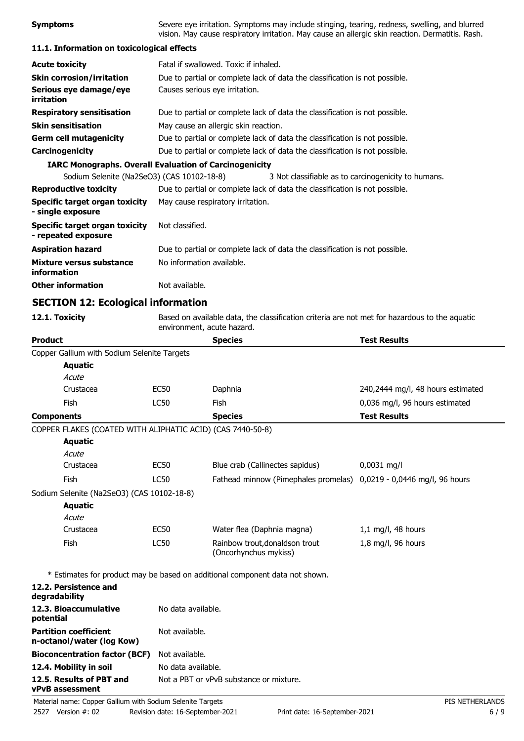| | |
|---|---|
| **Symptoms** | Severe eye irritation. Symptoms may include stinging, tearing, redness, swelling, and blurred vision. May cause respiratory irritation. May cause an allergic skin reaction. Dermatitis. Rash. |

### 11.1. Information on toxicological effects

| | |
|---|---|
| **Acute toxicity** | Fatal if swallowed. Toxic if inhaled. |
| **Skin corrosion/irritation** | Due to partial or complete lack of data the classification is not possible. |
| **Serious eye damage/eye irritation** | Causes serious eye irritation. |
| **Respiratory sensitisation** | Due to partial or complete lack of data the classification is not possible. |
| **Skin sensitisation** | May cause an allergic skin reaction. |
| **Germ cell mutagenicity** | Due to partial or complete lack of data the classification is not possible. |
| **Carcinogenicity** | Due to partial or complete lack of data the classification is not possible. |

**IARC Monographs. Overall Evaluation of Carcinogenicity**

| | |
|---|---|
| Sodium Selenite (Na2SeO3) (CAS 10102-18-8) | 3 Not classifiable as to carcinogenicity to humans. |

| | |
|---|---|
| **Reproductive toxicity** | Due to partial or complete lack of data the classification is not possible. |
| **Specific target organ toxicity - single exposure** | May cause respiratory irritation. |
| **Specific target organ toxicity - repeated exposure** | Not classified. |
| **Aspiration hazard** | Due to partial or complete lack of data the classification is not possible. |
| **Mixture versus substance information** | No information available. |
| **Other information** | Not available. |

## SECTION 12: Ecological information

| | |
|---|---|
| **12.1. Toxicity** | Based on available data, the classification criteria are not met for hazardous to the aquatic environment, acute hazard. |

| **Product** | | **Species** | **Test Results** |
|---|---|---|---|
| Copper Gallium with Sodium Selenite Targets | | | |
| **Aquatic** | | | |
| *Acute* | | | |
| Crustacea | EC50 | Daphnia | 240,2444 mg/l, 48 hours estimated |
| Fish | LC50 | Fish | 0,036 mg/l, 96 hours estimated |

| **Components** | | **Species** | **Test Results** |
|---|---|---|---|
| COPPER FLAKES (COATED WITH ALIPHATIC ACID) (CAS 7440-50-8) | | | |
| **Aquatic** | | | |
| *Acute* | | | |
| Crustacea | EC50 | Blue crab (Callinectes sapidus) | 0,0031 mg/l |
| Fish | LC50 | Fathead minnow (Pimephales promelas) | 0,0219 - 0,0446 mg/l, 96 hours |
| Sodium Selenite (Na2SeO3) (CAS 10102-18-8) | | | |
| **Aquatic** | | | |
| *Acute* | | | |
| Crustacea | EC50 | Water flea (Daphnia magna) | 1,1 mg/l, 48 hours |
| Fish | LC50 | Rainbow trout,donaldson trout (Oncorhynchus mykiss) | 1,8 mg/l, 96 hours |

\* Estimates for product may be based on additional component data not shown.

| | |
|---|---|
| **12.2. Persistence and degradability** | |
| **12.3. Bioaccumulative potential** | No data available. |
| **Partition coefficient n-octanol/water (log Kow)** | Not available. |
| **Bioconcentration factor (BCF)** | Not available. |
| **12.4. Mobility in soil** | No data available. |
| **12.5. Results of PBT and vPvB assessment** | Not a PBT or vPvB substance or mixture. |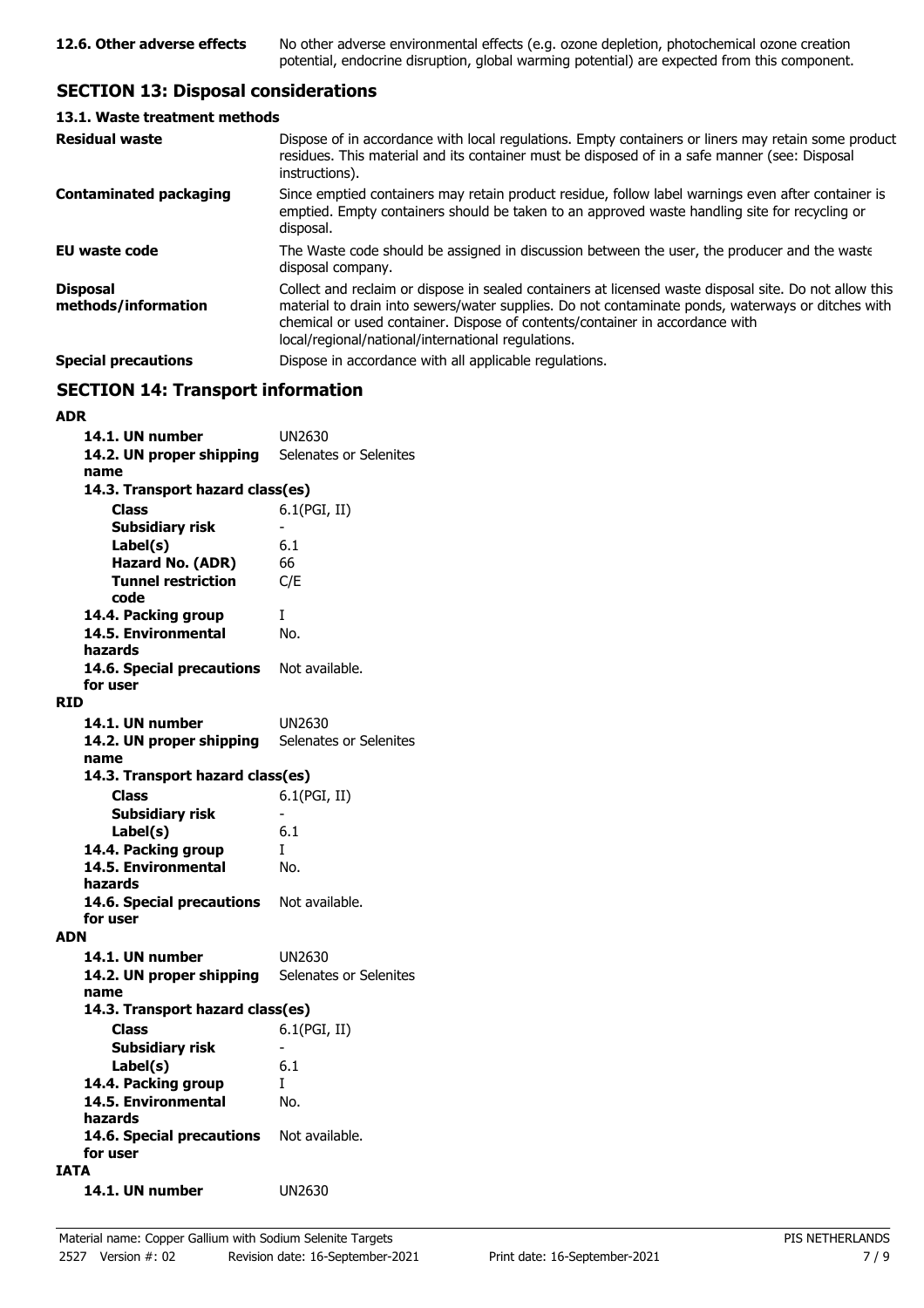**12.6. Other adverse effects** No other adverse environmental effects (e.g. ozone depletion, photochemical ozone creation potential, endocrine disruption, global warming potential) are expected from this component.

## SECTION 13: Disposal considerations

### 13.1. Waste treatment methods

| | |
|---|---|
| **Residual waste** | Dispose of in accordance with local regulations. Empty containers or liners may retain some product residues. This material and its container must be disposed of in a safe manner (see: Disposal instructions). |
| **Contaminated packaging** | Since emptied containers may retain product residue, follow label warnings even after container is emptied. Empty containers should be taken to an approved waste handling site for recycling or disposal. |
| **EU waste code** | The Waste code should be assigned in discussion between the user, the producer and the waste disposal company. |
| **Disposal methods/information** | Collect and reclaim or dispose in sealed containers at licensed waste disposal site. Do not allow this material to drain into sewers/water supplies. Do not contaminate ponds, waterways or ditches with chemical or used container. Dispose of contents/container in accordance with local/regional/national/international regulations. |
| **Special precautions** | Dispose in accordance with all applicable regulations. |

## SECTION 14: Transport information

**ADR**

| | |
|---|---|
| **14.1. UN number** | UN2630 |
| **14.2. UN proper shipping name** | Selenates or Selenites |
| **14.3. Transport hazard class(es)** | |
| **Class** | 6.1(PGI, II) |
| **Subsidiary risk** | - |
| **Label(s)** | 6.1 |
| **Hazard No. (ADR)** | 66 |
| **Tunnel restriction code** | C/E |
| **14.4. Packing group** | I |
| **14.5. Environmental hazards** | No. |
| **14.6. Special precautions for user** | Not available. |

**RID**

| | |
|---|---|
| **14.1. UN number** | UN2630 |
| **14.2. UN proper shipping name** | Selenates or Selenites |
| **14.3. Transport hazard class(es)** | |
| **Class** | 6.1(PGI, II) |
| **Subsidiary risk** | - |
| **Label(s)** | 6.1 |
| **14.4. Packing group** | I |
| **14.5. Environmental hazards** | No. |
| **14.6. Special precautions for user** | Not available. |

**ADN**

| | |
|---|---|
| **14.1. UN number** | UN2630 |
| **14.2. UN proper shipping name** | Selenates or Selenites |
| **14.3. Transport hazard class(es)** | |
| **Class** | 6.1(PGI, II) |
| **Subsidiary risk** | - |
| **Label(s)** | 6.1 |
| **14.4. Packing group** | I |
| **14.5. Environmental hazards** | No. |
| **14.6. Special precautions for user** | Not available. |

**IATA**

| | |
|---|---|
| **14.1. UN number** | UN2630 |

Material name: Copper Gallium with Sodium Selenite Targets
2527 Version #: 02 Revision date: 16-September-2021 Print date: 16-September-2021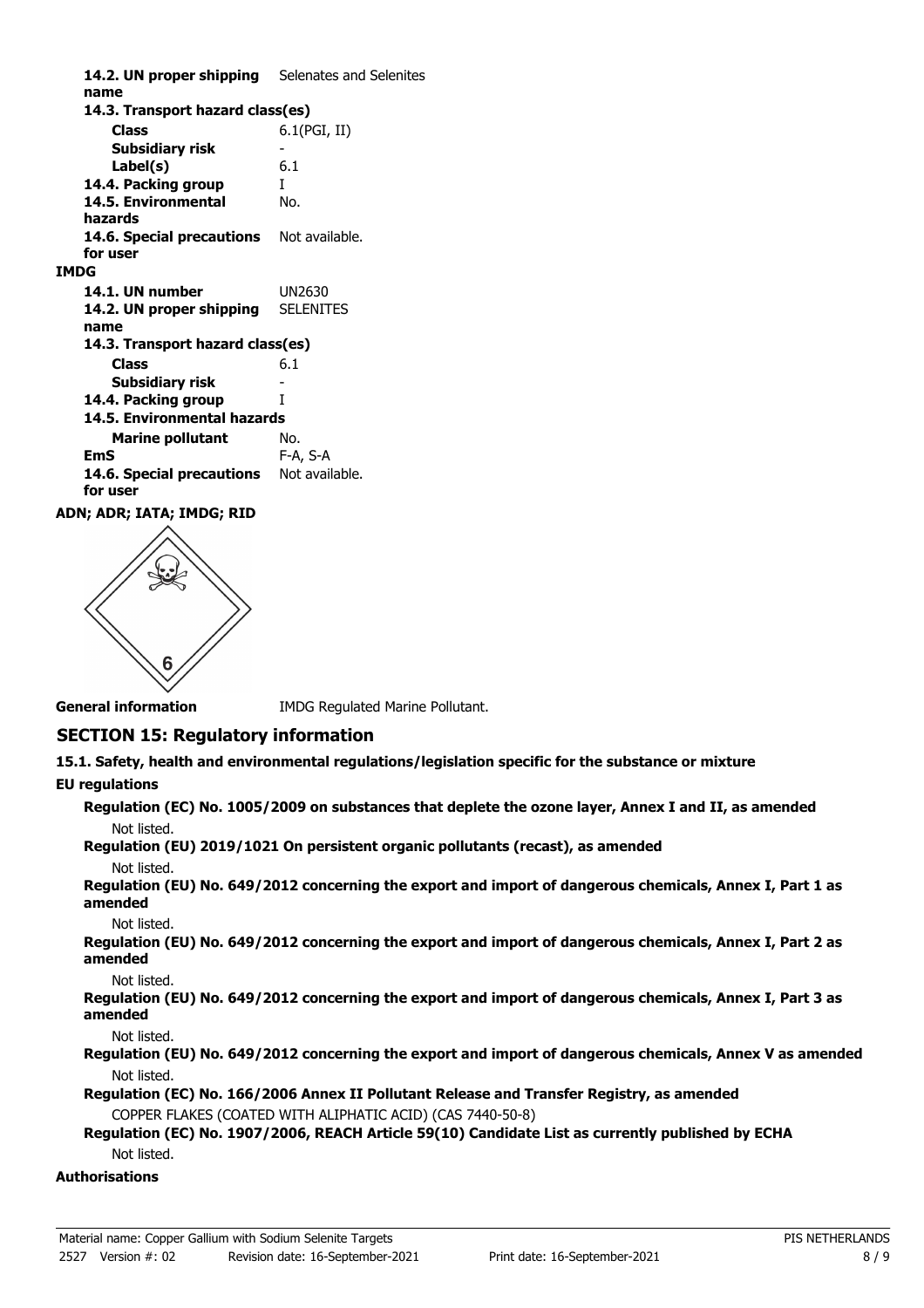**14.2. UN proper shipping name** Selenates and Selenites

**14.3. Transport hazard class(es)**

**Class** 6.1(PGI, II)

**Subsidiary risk** -

**Label(s)** 6.1

**14.4. Packing group** I

**14.5. Environmental hazards** No.

**14.6. Special precautions for user** Not available.

**IMDG**

**14.1. UN number** UN2630

**14.2. UN proper shipping name** SELENITES

**14.3. Transport hazard class(es)**

**Class** 6.1

**Subsidiary risk** -

**14.4. Packing group** I

**14.5. Environmental hazards**

**Marine pollutant** No.

**EmS** F-A, S-A

**14.6. Special precautions for user** Not available.

**ADN; ADR; IATA; IMDG; RID**

**General information** IMDG Regulated Marine Pollutant.

## SECTION 15: Regulatory information

**15.1. Safety, health and environmental regulations/legislation specific for the substance or mixture**

**EU regulations**

**Regulation (EC) No. 1005/2009 on substances that deplete the ozone layer, Annex I and II, as amended**

Not listed.

**Regulation (EU) 2019/1021 On persistent organic pollutants (recast), as amended**

Not listed.

**Regulation (EU) No. 649/2012 concerning the export and import of dangerous chemicals, Annex I, Part 1 as amended**

Not listed.

**Regulation (EU) No. 649/2012 concerning the export and import of dangerous chemicals, Annex I, Part 2 as amended**

Not listed.

**Regulation (EU) No. 649/2012 concerning the export and import of dangerous chemicals, Annex I, Part 3 as amended**

Not listed.

**Regulation (EU) No. 649/2012 concerning the export and import of dangerous chemicals, Annex V as amended**

Not listed.

**Regulation (EC) No. 166/2006 Annex II Pollutant Release and Transfer Registry, as amended**

COPPER FLAKES (COATED WITH ALIPHATIC ACID) (CAS 7440-50-8)

**Regulation (EC) No. 1907/2006, REACH Article 59(10) Candidate List as currently published by ECHA**

Not listed.

**Authorisations**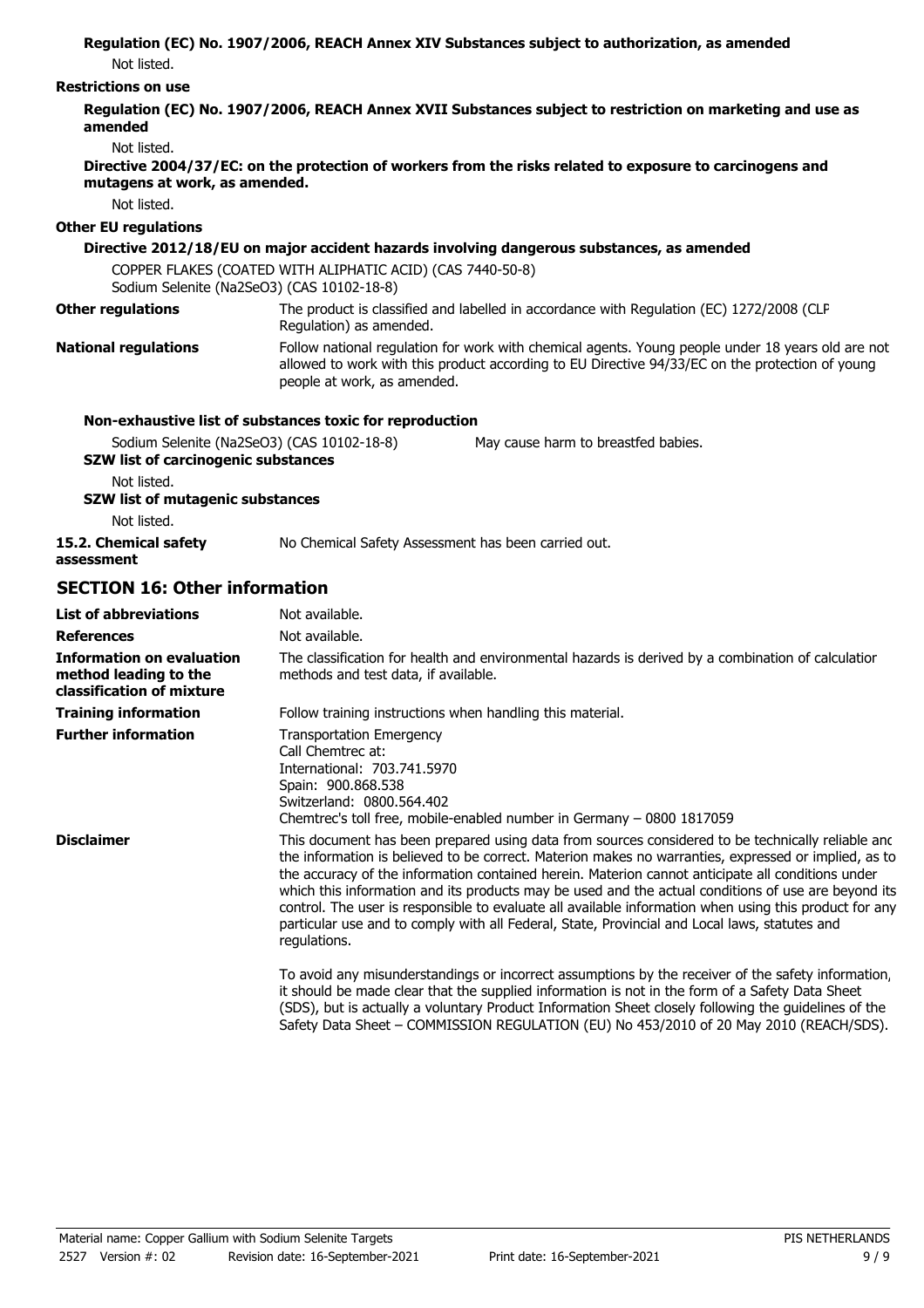**Regulation (EC) No. 1907/2006, REACH Annex XIV Substances subject to authorization, as amended**

Not listed.

**Restrictions on use**

**Regulation (EC) No. 1907/2006, REACH Annex XVII Substances subject to restriction on marketing and use as amended**

Not listed.

**Directive 2004/37/EC: on the protection of workers from the risks related to exposure to carcinogens and mutagens at work, as amended.**

Not listed.

**Other EU regulations**

**Directive 2012/18/EU on major accident hazards involving dangerous substances, as amended**

COPPER FLAKES (COATED WITH ALIPHATIC ACID) (CAS 7440-50-8)
Sodium Selenite (Na2SeO3) (CAS 10102-18-8)

| | |
|---|---|
| **Other regulations** | The product is classified and labelled in accordance with Regulation (EC) 1272/2008 (CLP Regulation) as amended. |
| **National regulations** | Follow national regulation for work with chemical agents. Young people under 18 years old are not allowed to work with this product according to EU Directive 94/33/EC on the protection of young people at work, as amended. |

**Non-exhaustive list of substances toxic for reproduction**

| | |
|---|---|
| Sodium Selenite (Na2SeO3) (CAS 10102-18-8) | May cause harm to breastfed babies. |

**SZW list of carcinogenic substances**

Not listed.

**SZW list of mutagenic substances**

Not listed.

| | |
|---|---|
| **15.2. Chemical safety assessment** | No Chemical Safety Assessment has been carried out. |

## SECTION 16: Other information

| | |
|---|---|
| **List of abbreviations** | Not available. |
| **References** | Not available. |
| **Information on evaluation method leading to the classification of mixture** | The classification for health and environmental hazards is derived by a combination of calculation methods and test data, if available. |
| **Training information** | Follow training instructions when handling this material. |
| **Further information** | Transportation Emergency<br>Call Chemtrec at:<br>International: 703.741.5970<br>Spain: 900.868.538<br>Switzerland: 0800.564.402<br>Chemtrec's toll free, mobile-enabled number in Germany – 0800 1817059 |
| **Disclaimer** | This document has been prepared using data from sources considered to be technically reliable and the information is believed to be correct. Materion makes no warranties, expressed or implied, as to the accuracy of the information contained herein. Materion cannot anticipate all conditions under which this information and its products may be used and the actual conditions of use are beyond its control. The user is responsible to evaluate all available information when using this product for any particular use and to comply with all Federal, State, Provincial and Local laws, statutes and regulations.<br><br>To avoid any misunderstandings or incorrect assumptions by the receiver of the safety information, it should be made clear that the supplied information is not in the form of a Safety Data Sheet (SDS), but is actually a voluntary Product Information Sheet closely following the guidelines of the Safety Data Sheet – COMMISSION REGULATION (EU) No 453/2010 of 20 May 2010 (REACH/SDS). |